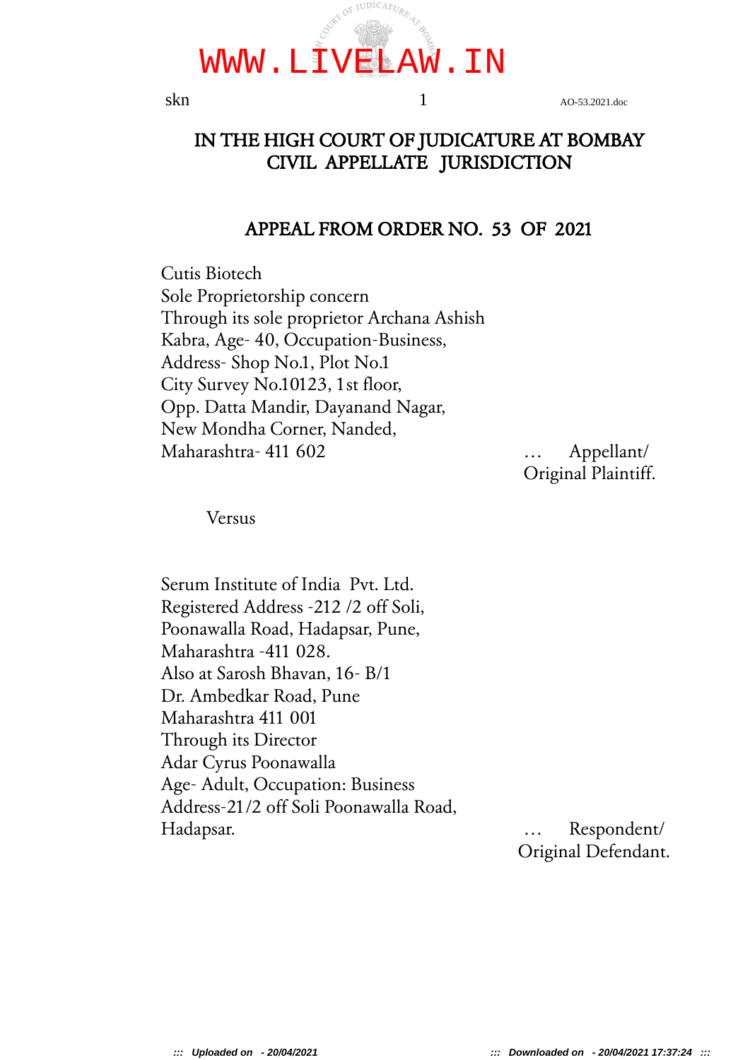# IN THE HIGH COURT OF JUDICATURE AT BOMBAY
## CIVIL APPELLATE JURISDICTION

## APPEAL FROM ORDER NO. 53 OF 2021

Cutis Biotech
Sole Proprietorship concern
Through its sole proprietor Archana Ashish
Kabra, Age- 40, Occupation-Business,
Address- Shop No.1, Plot No.1
City Survey No.10123, 1st floor,
Opp. Datta Mandir, Dayanand Nagar,
New Mondha Corner, Nanded,
Maharashtra- 411 602 … Appellant/
Original Plaintiff.

Versus

Serum Institute of India Pvt. Ltd.
Registered Address -212 /2 off Soli,
Poonawalla Road, Hadapsar, Pune,
Maharashtra -411 028.
Also at Sarosh Bhavan, 16- B/1
Dr. Ambedkar Road, Pune
Maharashtra 411 001
Through its Director
Adar Cyrus Poonawalla
Age- Adult, Occupation: Business
Address-21/2 off Soli Poonawalla Road,
Hadapsar. … Respondent/
Original Defendant.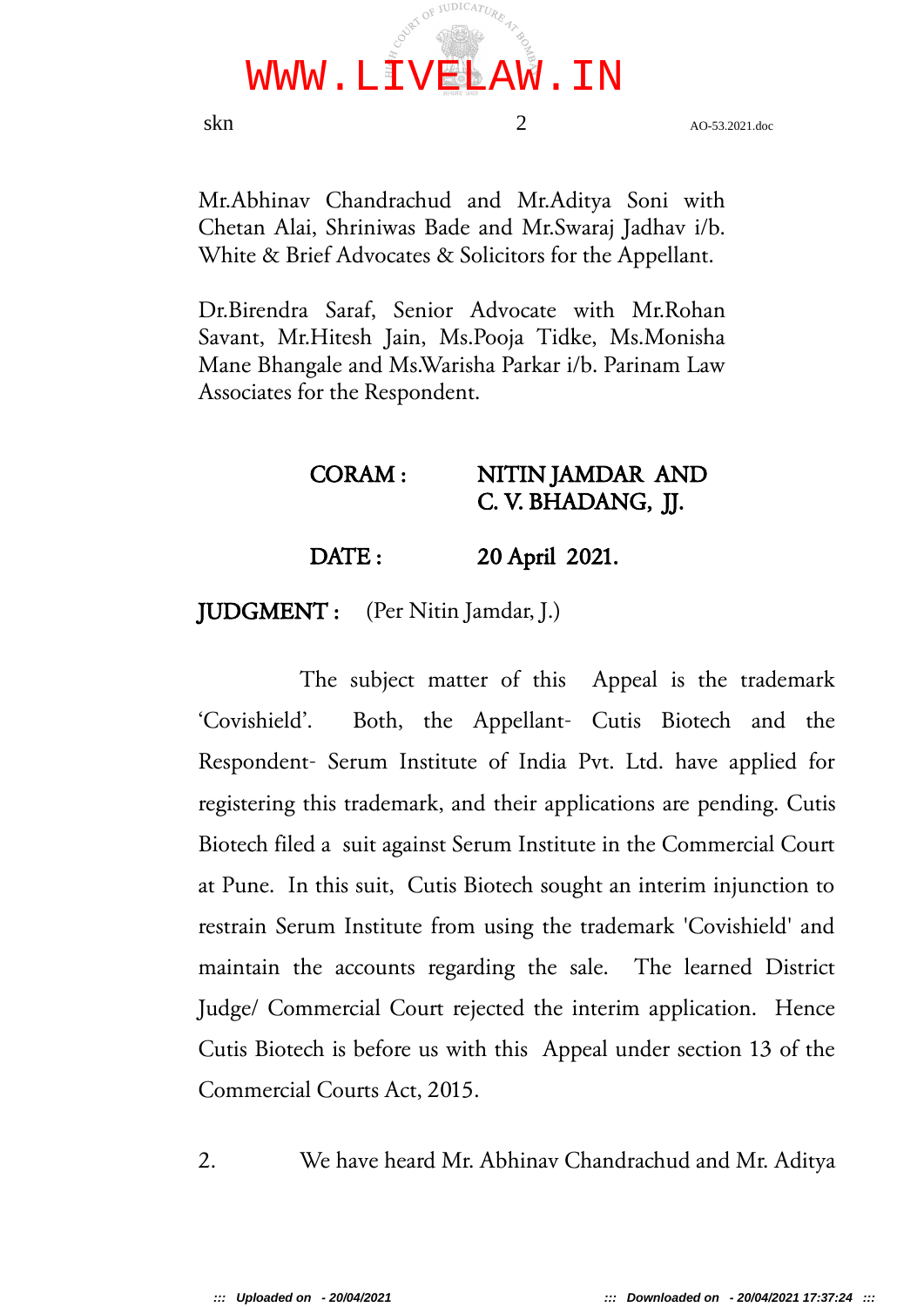Mr.Abhinav Chandrachud and Mr.Aditya Soni with Chetan Alai, Shriniwas Bade and Mr.Swaraj Jadhav i/b. White & Brief Advocates & Solicitors for the Appellant.

Dr.Birendra Saraf, Senior Advocate with Mr.Rohan Savant, Mr.Hitesh Jain, Ms.Pooja Tidke, Ms.Monisha Mane Bhangale and Ms.Warisha Parkar i/b. Parinam Law Associates for the Respondent.

**CORAM : NITIN JAMDAR AND C. V. BHADANG, JJ.**

**DATE : 20 April 2021.**

**JUDGMENT :** (Per Nitin Jamdar, J.)

The subject matter of this Appeal is the trademark 'Covishield'. Both, the Appellant- Cutis Biotech and the Respondent- Serum Institute of India Pvt. Ltd. have applied for registering this trademark, and their applications are pending. Cutis Biotech filed a suit against Serum Institute in the Commercial Court at Pune. In this suit, Cutis Biotech sought an interim injunction to restrain Serum Institute from using the trademark 'Covishield' and maintain the accounts regarding the sale. The learned District Judge/ Commercial Court rejected the interim application. Hence Cutis Biotech is before us with this Appeal under section 13 of the Commercial Courts Act, 2015.

2. We have heard Mr. Abhinav Chandrachud and Mr. Aditya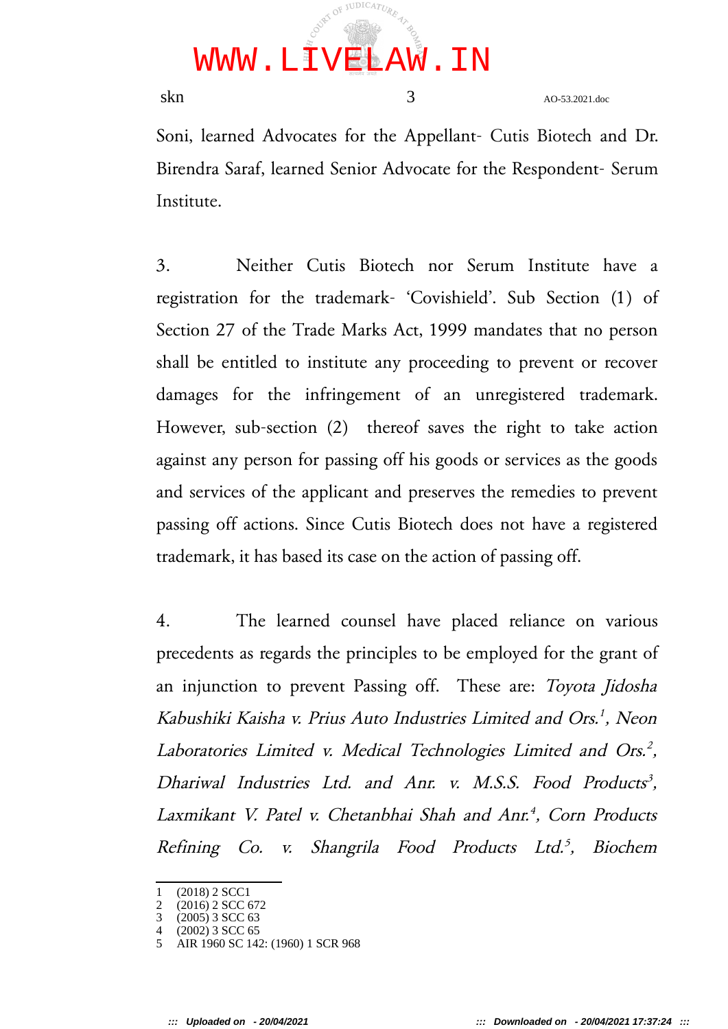Soni, learned Advocates for the Appellant- Cutis Biotech and Dr. Birendra Saraf, learned Senior Advocate for the Respondent- Serum Institute.

3. Neither Cutis Biotech nor Serum Institute have a registration for the trademark- 'Covishield'. Sub Section (1) of Section 27 of the Trade Marks Act, 1999 mandates that no person shall be entitled to institute any proceeding to prevent or recover damages for the infringement of an unregistered trademark. However, sub-section (2) thereof saves the right to take action against any person for passing off his goods or services as the goods and services of the applicant and preserves the remedies to prevent passing off actions. Since Cutis Biotech does not have a registered trademark, it has based its case on the action of passing off.

4. The learned counsel have placed reliance on various precedents as regards the principles to be employed for the grant of an injunction to prevent Passing off. These are: *Toyota Jidosha Kabushiki Kaisha v. Prius Auto Industries Limited and Ors.*[1], *Neon Laboratories Limited v. Medical Technologies Limited and Ors.*[2], *Dhariwal Industries Ltd. and Anr. v. M.S.S. Food Products*[3], *Laxmikant V. Patel v. Chetanbhai Shah and Anr.*[4], *Corn Products Refining Co. v. Shangrila Food Products Ltd.*[5], *Biochem*

---

1 (2018) 2 SCC1
2 (2016) 2 SCC 672
3 (2005) 3 SCC 63
4 (2002) 3 SCC 65
5 AIR 1960 SC 142: (1960) 1 SCR 968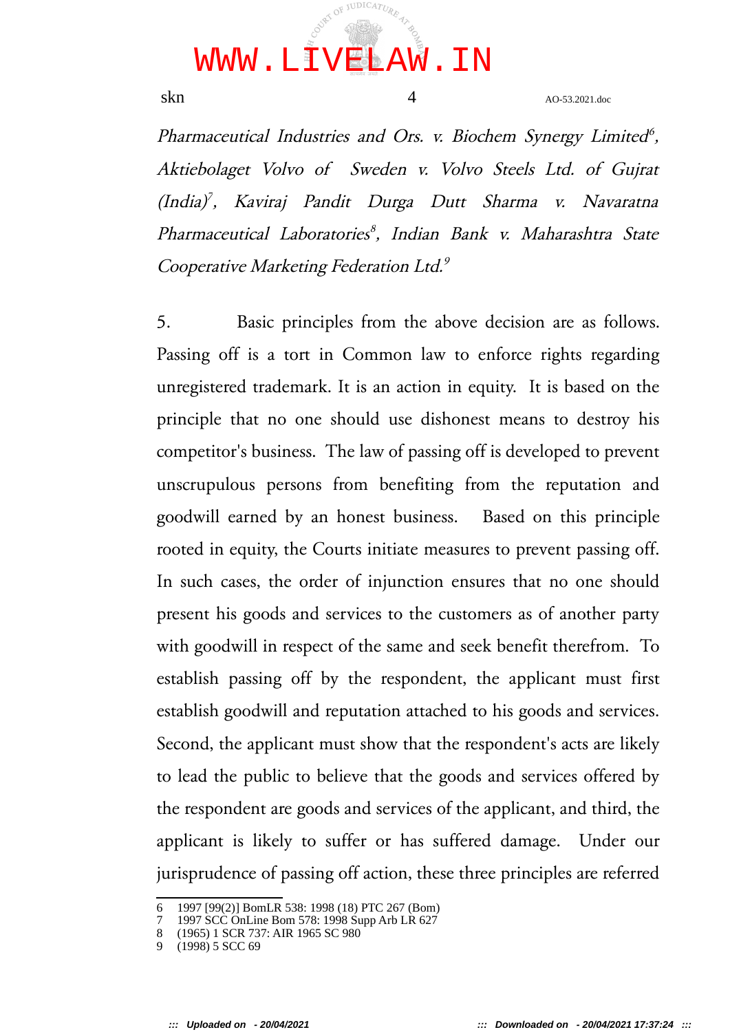*Pharmaceutical Industries and Ors. v. Biochem Synergy Limited*[6], *Aktiebolaget Volvo of Sweden v. Volvo Steels Ltd. of Gujrat (India)*[7], *Kaviraj Pandit Durga Dutt Sharma v. Navaratna Pharmaceutical Laboratories*[8], *Indian Bank v. Maharashtra State Cooperative Marketing Federation Ltd.*[9]

5. Basic principles from the above decision are as follows. Passing off is a tort in Common law to enforce rights regarding unregistered trademark. It is an action in equity. It is based on the principle that no one should use dishonest means to destroy his competitor's business. The law of passing off is developed to prevent unscrupulous persons from benefiting from the reputation and goodwill earned by an honest business. Based on this principle rooted in equity, the Courts initiate measures to prevent passing off. In such cases, the order of injunction ensures that no one should present his goods and services to the customers as of another party with goodwill in respect of the same and seek benefit therefrom. To establish passing off by the respondent, the applicant must first establish goodwill and reputation attached to his goods and services. Second, the applicant must show that the respondent's acts are likely to lead the public to believe that the goods and services offered by the respondent are goods and services of the applicant, and third, the applicant is likely to suffer or has suffered damage. Under our jurisprudence of passing off action, these three principles are referred

---

6 1997 [99(2)] BomLR 538: 1998 (18) PTC 267 (Bom)
7 1997 SCC OnLine Bom 578: 1998 Supp Arb LR 627
8 (1965) 1 SCR 737: AIR 1965 SC 980
9 (1998) 5 SCC 69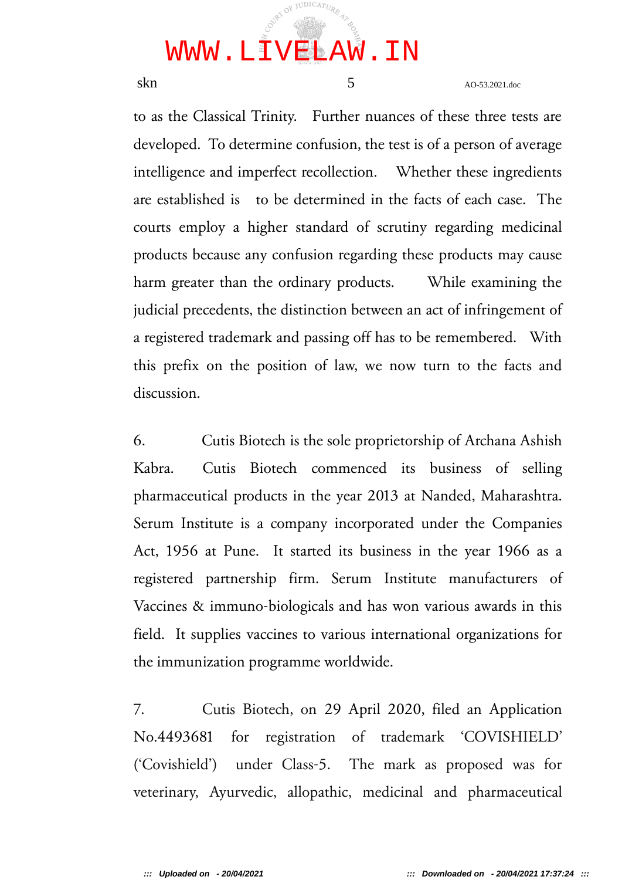to as the Classical Trinity. Further nuances of these three tests are developed. To determine confusion, the test is of a person of average intelligence and imperfect recollection. Whether these ingredients are established is to be determined in the facts of each case. The courts employ a higher standard of scrutiny regarding medicinal products because any confusion regarding these products may cause harm greater than the ordinary products. While examining the judicial precedents, the distinction between an act of infringement of a registered trademark and passing off has to be remembered. With this prefix on the position of law, we now turn to the facts and discussion.

6. Cutis Biotech is the sole proprietorship of Archana Ashish Kabra. Cutis Biotech commenced its business of selling pharmaceutical products in the year 2013 at Nanded, Maharashtra. Serum Institute is a company incorporated under the Companies Act, 1956 at Pune. It started its business in the year 1966 as a registered partnership firm. Serum Institute manufacturers of Vaccines & immuno-biologicals and has won various awards in this field. It supplies vaccines to various international organizations for the immunization programme worldwide.

7. Cutis Biotech, on 29 April 2020, filed an Application No.4493681 for registration of trademark 'COVISHIELD' ('Covishield') under Class-5. The mark as proposed was for veterinary, Ayurvedic, allopathic, medicinal and pharmaceutical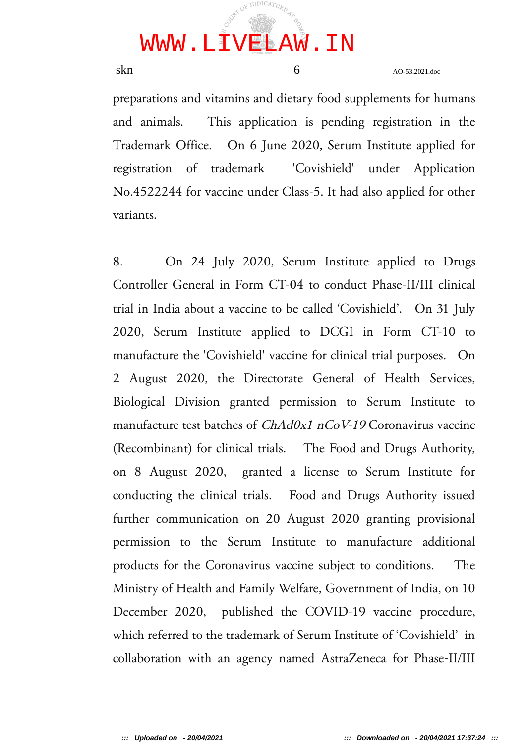preparations and vitamins and dietary food supplements for humans and animals. This application is pending registration in the Trademark Office. On 6 June 2020, Serum Institute applied for registration of trademark 'Covishield' under Application No.4522244 for vaccine under Class-5. It had also applied for other variants.

8. On 24 July 2020, Serum Institute applied to Drugs Controller General in Form CT-04 to conduct Phase-II/III clinical trial in India about a vaccine to be called 'Covishield'. On 31 July 2020, Serum Institute applied to DCGI in Form CT-10 to manufacture the 'Covishield' vaccine for clinical trial purposes. On 2 August 2020, the Directorate General of Health Services, Biological Division granted permission to Serum Institute to manufacture test batches of *ChAd0x1 nCoV-19* Coronavirus vaccine (Recombinant) for clinical trials. The Food and Drugs Authority, on 8 August 2020, granted a license to Serum Institute for conducting the clinical trials. Food and Drugs Authority issued further communication on 20 August 2020 granting provisional permission to the Serum Institute to manufacture additional products for the Coronavirus vaccine subject to conditions. The Ministry of Health and Family Welfare, Government of India, on 10 December 2020, published the COVID-19 vaccine procedure, which referred to the trademark of Serum Institute of 'Covishield' in collaboration with an agency named AstraZeneca for Phase-II/III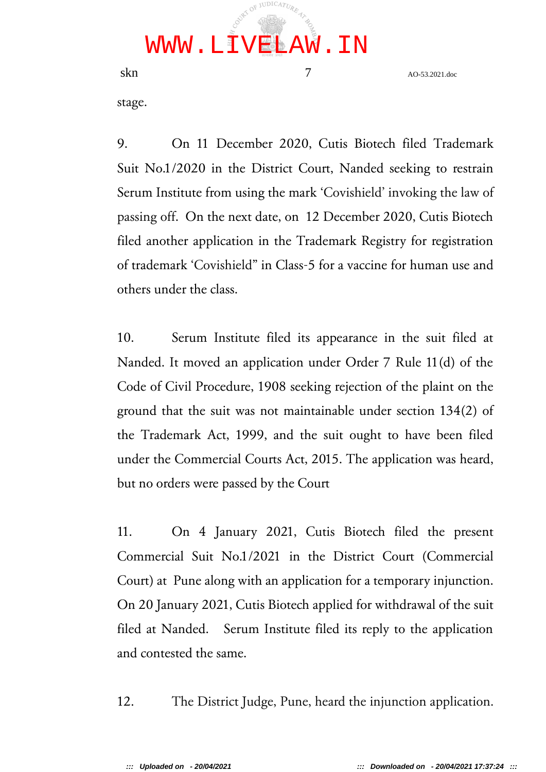stage.

9. On 11 December 2020, Cutis Biotech filed Trademark Suit No.1/2020 in the District Court, Nanded seeking to restrain Serum Institute from using the mark 'Covishield' invoking the law of passing off. On the next date, on 12 December 2020, Cutis Biotech filed another application in the Trademark Registry for registration of trademark 'Covishield" in Class-5 for a vaccine for human use and others under the class.

10. Serum Institute filed its appearance in the suit filed at Nanded. It moved an application under Order 7 Rule 11(d) of the Code of Civil Procedure, 1908 seeking rejection of the plaint on the ground that the suit was not maintainable under section 134(2) of the Trademark Act, 1999, and the suit ought to have been filed under the Commercial Courts Act, 2015. The application was heard, but no orders were passed by the Court

11. On 4 January 2021, Cutis Biotech filed the present Commercial Suit No.1/2021 in the District Court (Commercial Court) at Pune along with an application for a temporary injunction. On 20 January 2021, Cutis Biotech applied for withdrawal of the suit filed at Nanded. Serum Institute filed its reply to the application and contested the same.

12. The District Judge, Pune, heard the injunction application.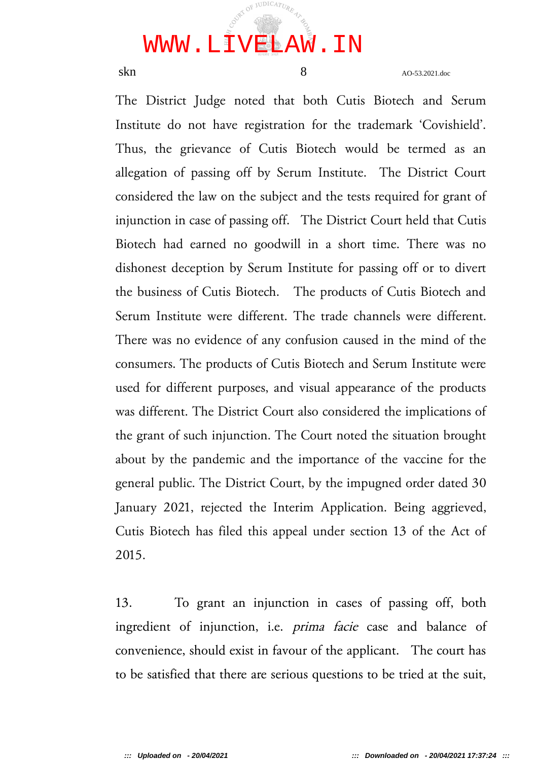The District Judge noted that both Cutis Biotech and Serum Institute do not have registration for the trademark 'Covishield'. Thus, the grievance of Cutis Biotech would be termed as an allegation of passing off by Serum Institute. The District Court considered the law on the subject and the tests required for grant of injunction in case of passing off. The District Court held that Cutis Biotech had earned no goodwill in a short time. There was no dishonest deception by Serum Institute for passing off or to divert the business of Cutis Biotech. The products of Cutis Biotech and Serum Institute were different. The trade channels were different. There was no evidence of any confusion caused in the mind of the consumers. The products of Cutis Biotech and Serum Institute were used for different purposes, and visual appearance of the products was different. The District Court also considered the implications of the grant of such injunction. The Court noted the situation brought about by the pandemic and the importance of the vaccine for the general public. The District Court, by the impugned order dated 30 January 2021, rejected the Interim Application. Being aggrieved, Cutis Biotech has filed this appeal under section 13 of the Act of 2015.

13. To grant an injunction in cases of passing off, both ingredient of injunction, i.e. *prima facie* case and balance of convenience, should exist in favour of the applicant. The court has to be satisfied that there are serious questions to be tried at the suit,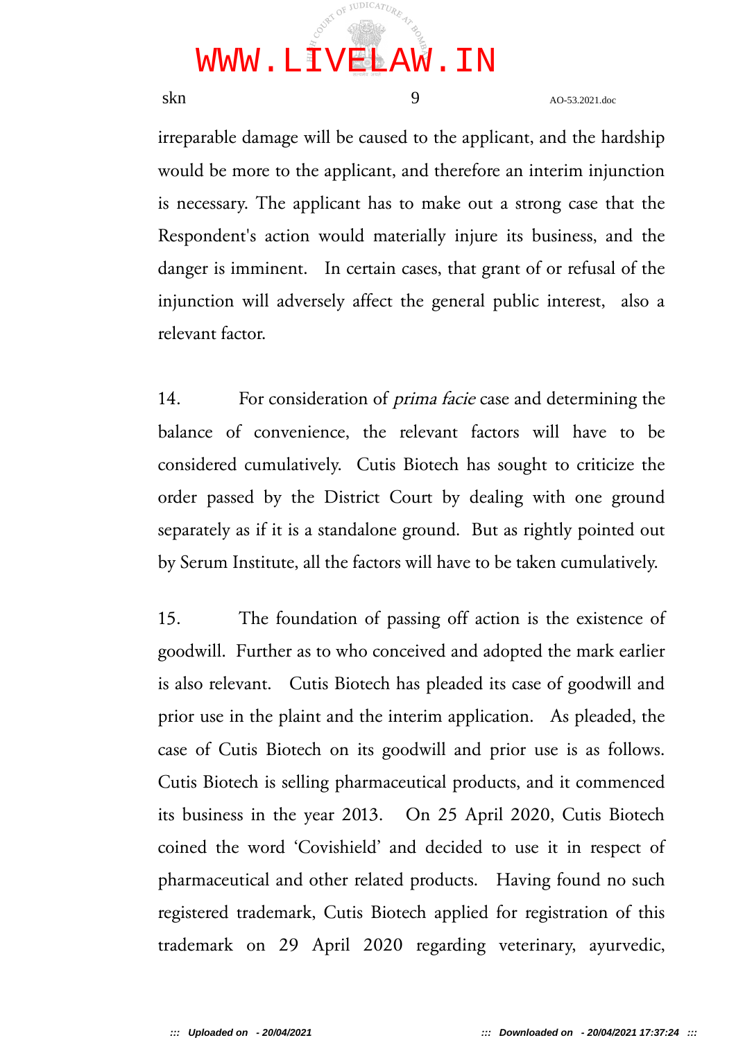irreparable damage will be caused to the applicant, and the hardship would be more to the applicant, and therefore an interim injunction is necessary. The applicant has to make out a strong case that the Respondent's action would materially injure its business, and the danger is imminent. In certain cases, that grant of or refusal of the injunction will adversely affect the general public interest, also a relevant factor.

14. For consideration of *prima facie* case and determining the balance of convenience, the relevant factors will have to be considered cumulatively. Cutis Biotech has sought to criticize the order passed by the District Court by dealing with one ground separately as if it is a standalone ground. But as rightly pointed out by Serum Institute, all the factors will have to be taken cumulatively.

15. The foundation of passing off action is the existence of goodwill. Further as to who conceived and adopted the mark earlier is also relevant. Cutis Biotech has pleaded its case of goodwill and prior use in the plaint and the interim application. As pleaded, the case of Cutis Biotech on its goodwill and prior use is as follows. Cutis Biotech is selling pharmaceutical products, and it commenced its business in the year 2013. On 25 April 2020, Cutis Biotech coined the word 'Covishield' and decided to use it in respect of pharmaceutical and other related products. Having found no such registered trademark, Cutis Biotech applied for registration of this trademark on 29 April 2020 regarding veterinary, ayurvedic,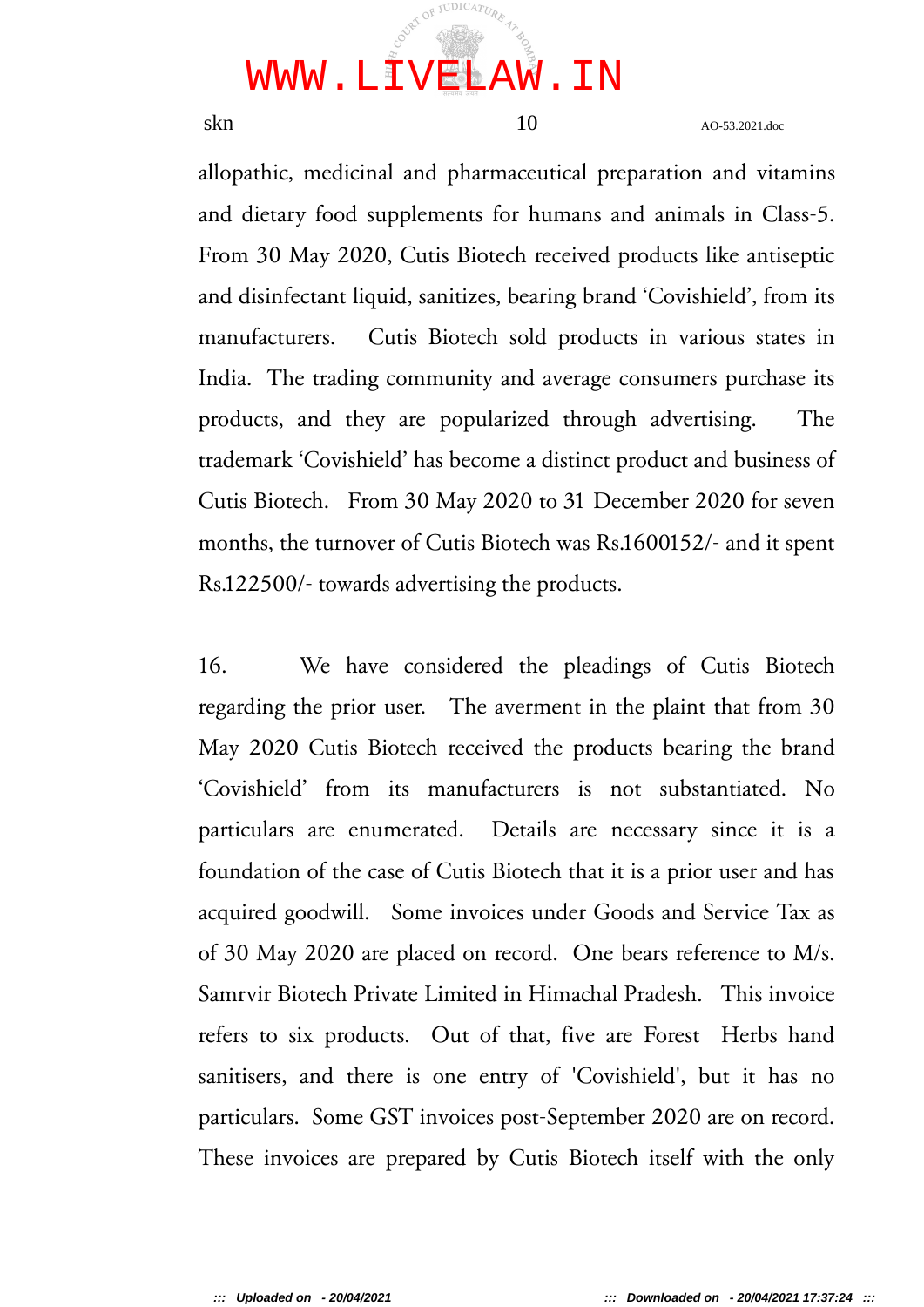allopathic, medicinal and pharmaceutical preparation and vitamins and dietary food supplements for humans and animals in Class-5. From 30 May 2020, Cutis Biotech received products like antiseptic and disinfectant liquid, sanitizes, bearing brand 'Covishield', from its manufacturers. Cutis Biotech sold products in various states in India. The trading community and average consumers purchase its products, and they are popularized through advertising. The trademark 'Covishield' has become a distinct product and business of Cutis Biotech. From 30 May 2020 to 31 December 2020 for seven months, the turnover of Cutis Biotech was Rs.1600152/- and it spent Rs.122500/- towards advertising the products.

16. We have considered the pleadings of Cutis Biotech regarding the prior user. The averment in the plaint that from 30 May 2020 Cutis Biotech received the products bearing the brand 'Covishield' from its manufacturers is not substantiated. No particulars are enumerated. Details are necessary since it is a foundation of the case of Cutis Biotech that it is a prior user and has acquired goodwill. Some invoices under Goods and Service Tax as of 30 May 2020 are placed on record. One bears reference to M/s. Samrvir Biotech Private Limited in Himachal Pradesh. This invoice refers to six products. Out of that, five are Forest Herbs hand sanitisers, and there is one entry of 'Covishield', but it has no particulars. Some GST invoices post-September 2020 are on record. These invoices are prepared by Cutis Biotech itself with the only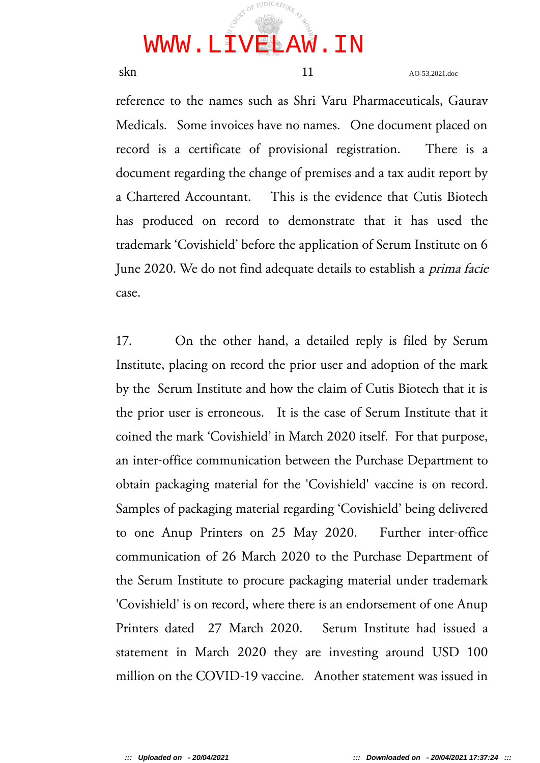reference to the names such as Shri Varu Pharmaceuticals, Gaurav Medicals. Some invoices have no names. One document placed on record is a certificate of provisional registration. There is a document regarding the change of premises and a tax audit report by a Chartered Accountant. This is the evidence that Cutis Biotech has produced on record to demonstrate that it has used the trademark 'Covishield' before the application of Serum Institute on 6 June 2020. We do not find adequate details to establish a *prima facie* case.

17. On the other hand, a detailed reply is filed by Serum Institute, placing on record the prior user and adoption of the mark by the Serum Institute and how the claim of Cutis Biotech that it is the prior user is erroneous. It is the case of Serum Institute that it coined the mark 'Covishield' in March 2020 itself. For that purpose, an inter-office communication between the Purchase Department to obtain packaging material for the 'Covishield' vaccine is on record. Samples of packaging material regarding 'Covishield' being delivered to one Anup Printers on 25 May 2020. Further inter-office communication of 26 March 2020 to the Purchase Department of the Serum Institute to procure packaging material under trademark 'Covishield' is on record, where there is an endorsement of one Anup Printers dated 27 March 2020. Serum Institute had issued a statement in March 2020 they are investing around USD 100 million on the COVID-19 vaccine. Another statement was issued in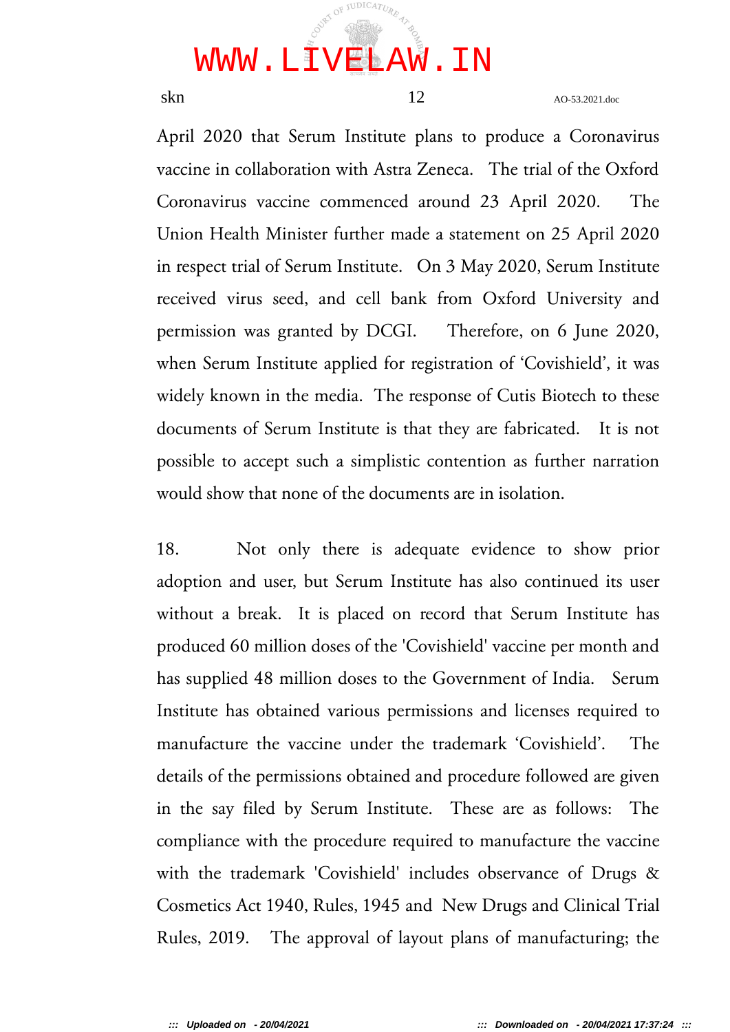April 2020 that Serum Institute plans to produce a Coronavirus vaccine in collaboration with Astra Zeneca. The trial of the Oxford Coronavirus vaccine commenced around 23 April 2020. The Union Health Minister further made a statement on 25 April 2020 in respect trial of Serum Institute. On 3 May 2020, Serum Institute received virus seed, and cell bank from Oxford University and permission was granted by DCGI. Therefore, on 6 June 2020, when Serum Institute applied for registration of 'Covishield', it was widely known in the media. The response of Cutis Biotech to these documents of Serum Institute is that they are fabricated. It is not possible to accept such a simplistic contention as further narration would show that none of the documents are in isolation.

18. Not only there is adequate evidence to show prior adoption and user, but Serum Institute has also continued its user without a break. It is placed on record that Serum Institute has produced 60 million doses of the 'Covishield' vaccine per month and has supplied 48 million doses to the Government of India. Serum Institute has obtained various permissions and licenses required to manufacture the vaccine under the trademark 'Covishield'. The details of the permissions obtained and procedure followed are given in the say filed by Serum Institute. These are as follows: The compliance with the procedure required to manufacture the vaccine with the trademark 'Covishield' includes observance of Drugs & Cosmetics Act 1940, Rules, 1945 and New Drugs and Clinical Trial Rules, 2019. The approval of layout plans of manufacturing; the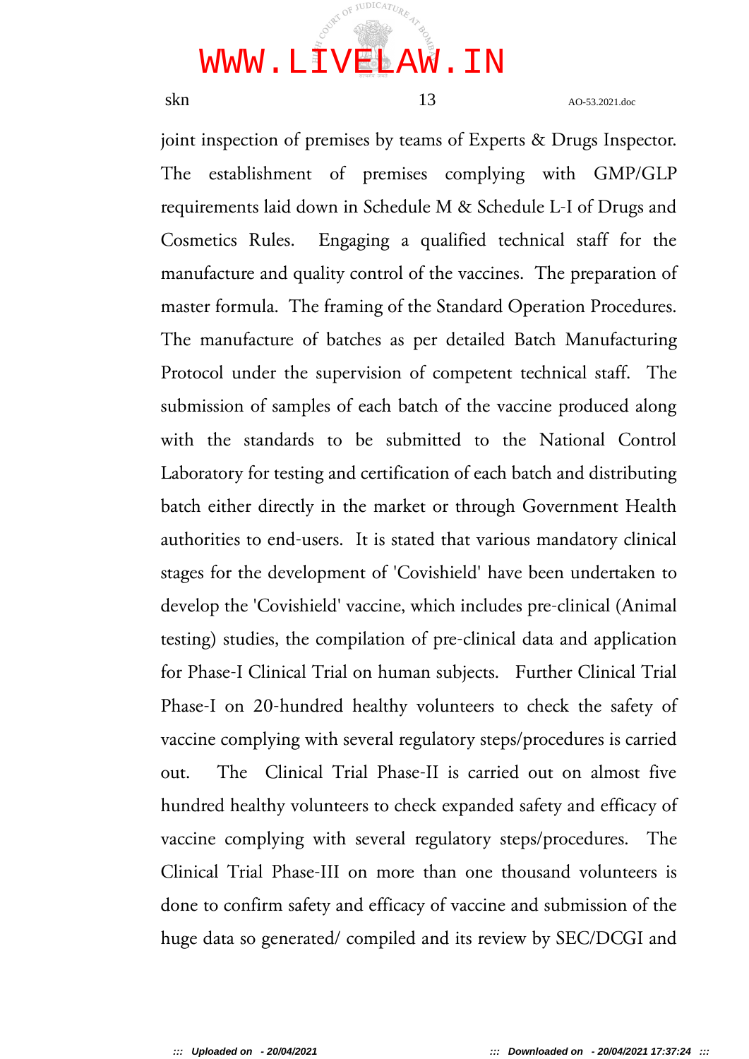joint inspection of premises by teams of Experts & Drugs Inspector. The establishment of premises complying with GMP/GLP requirements laid down in Schedule M & Schedule L-I of Drugs and Cosmetics Rules. Engaging a qualified technical staff for the manufacture and quality control of the vaccines. The preparation of master formula. The framing of the Standard Operation Procedures. The manufacture of batches as per detailed Batch Manufacturing Protocol under the supervision of competent technical staff. The submission of samples of each batch of the vaccine produced along with the standards to be submitted to the National Control Laboratory for testing and certification of each batch and distributing batch either directly in the market or through Government Health authorities to end-users. It is stated that various mandatory clinical stages for the development of 'Covishield' have been undertaken to develop the 'Covishield' vaccine, which includes pre-clinical (Animal testing) studies, the compilation of pre-clinical data and application for Phase-I Clinical Trial on human subjects. Further Clinical Trial Phase-I on 20-hundred healthy volunteers to check the safety of vaccine complying with several regulatory steps/procedures is carried out. The Clinical Trial Phase-II is carried out on almost five hundred healthy volunteers to check expanded safety and efficacy of vaccine complying with several regulatory steps/procedures. The Clinical Trial Phase-III on more than one thousand volunteers is done to confirm safety and efficacy of vaccine and submission of the huge data so generated/ compiled and its review by SEC/DCGI and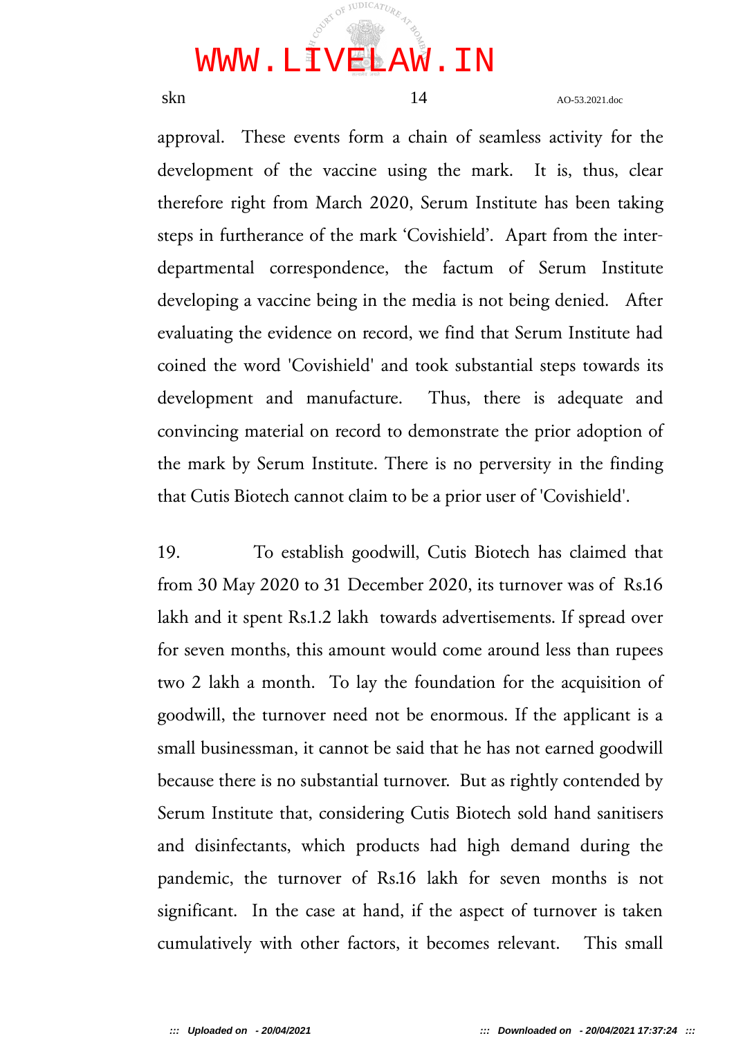approval. These events form a chain of seamless activity for the development of the vaccine using the mark. It is, thus, clear therefore right from March 2020, Serum Institute has been taking steps in furtherance of the mark 'Covishield'. Apart from the inter-departmental correspondence, the factum of Serum Institute developing a vaccine being in the media is not being denied. After evaluating the evidence on record, we find that Serum Institute had coined the word 'Covishield' and took substantial steps towards its development and manufacture. Thus, there is adequate and convincing material on record to demonstrate the prior adoption of the mark by Serum Institute. There is no perversity in the finding that Cutis Biotech cannot claim to be a prior user of 'Covishield'.

19. To establish goodwill, Cutis Biotech has claimed that from 30 May 2020 to 31 December 2020, its turnover was of Rs.16 lakh and it spent Rs.1.2 lakh towards advertisements. If spread over for seven months, this amount would come around less than rupees two 2 lakh a month. To lay the foundation for the acquisition of goodwill, the turnover need not be enormous. If the applicant is a small businessman, it cannot be said that he has not earned goodwill because there is no substantial turnover. But as rightly contended by Serum Institute that, considering Cutis Biotech sold hand sanitisers and disinfectants, which products had high demand during the pandemic, the turnover of Rs.16 lakh for seven months is not significant. In the case at hand, if the aspect of turnover is taken cumulatively with other factors, it becomes relevant. This small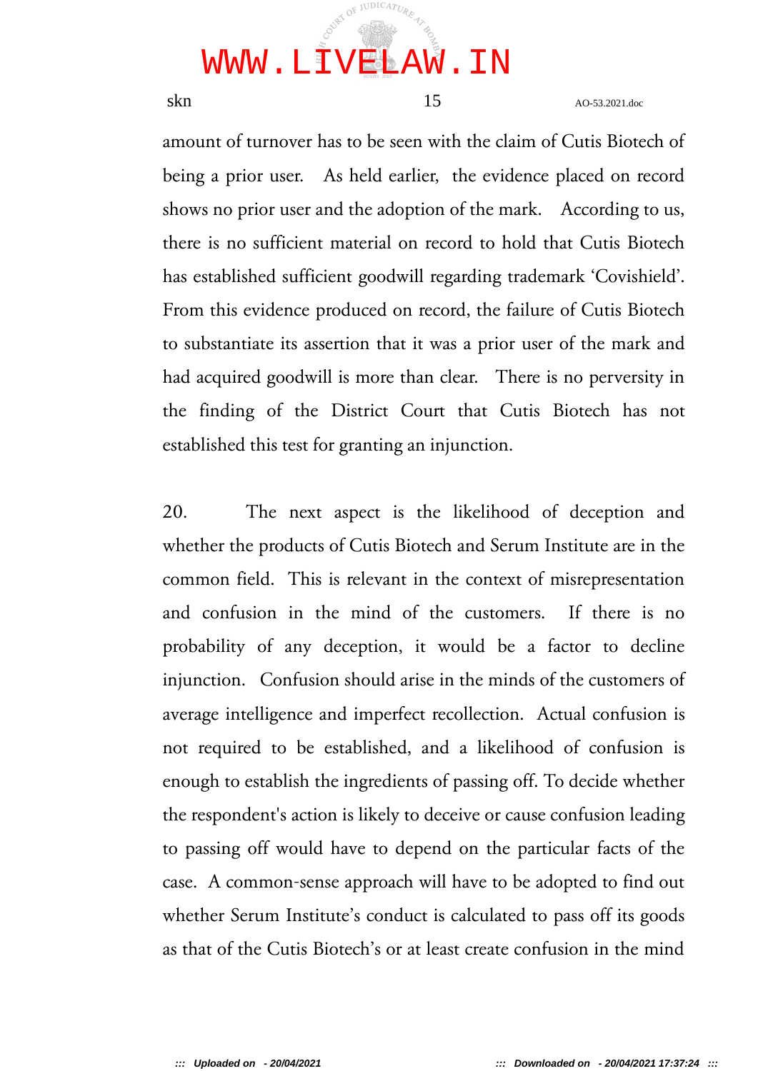amount of turnover has to be seen with the claim of Cutis Biotech of being a prior user. As held earlier, the evidence placed on record shows no prior user and the adoption of the mark. According to us, there is no sufficient material on record to hold that Cutis Biotech has established sufficient goodwill regarding trademark 'Covishield'. From this evidence produced on record, the failure of Cutis Biotech to substantiate its assertion that it was a prior user of the mark and had acquired goodwill is more than clear. There is no perversity in the finding of the District Court that Cutis Biotech has not established this test for granting an injunction.

20. The next aspect is the likelihood of deception and whether the products of Cutis Biotech and Serum Institute are in the common field. This is relevant in the context of misrepresentation and confusion in the mind of the customers. If there is no probability of any deception, it would be a factor to decline injunction. Confusion should arise in the minds of the customers of average intelligence and imperfect recollection. Actual confusion is not required to be established, and a likelihood of confusion is enough to establish the ingredients of passing off. To decide whether the respondent's action is likely to deceive or cause confusion leading to passing off would have to depend on the particular facts of the case. A common-sense approach will have to be adopted to find out whether Serum Institute's conduct is calculated to pass off its goods as that of the Cutis Biotech's or at least create confusion in the mind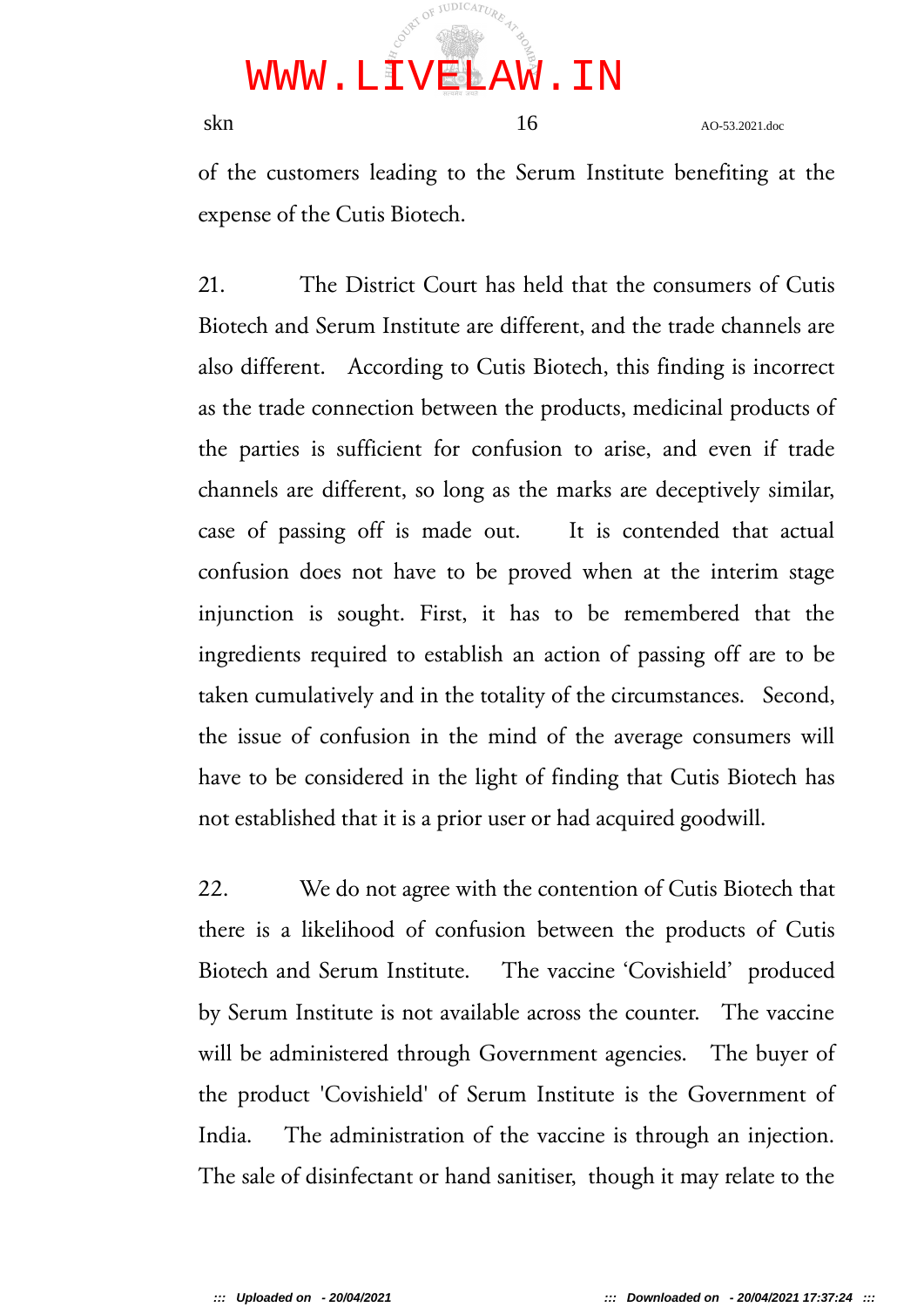of the customers leading to the Serum Institute benefiting at the expense of the Cutis Biotech.

21. The District Court has held that the consumers of Cutis Biotech and Serum Institute are different, and the trade channels are also different. According to Cutis Biotech, this finding is incorrect as the trade connection between the products, medicinal products of the parties is sufficient for confusion to arise, and even if trade channels are different, so long as the marks are deceptively similar, case of passing off is made out. It is contended that actual confusion does not have to be proved when at the interim stage injunction is sought. First, it has to be remembered that the ingredients required to establish an action of passing off are to be taken cumulatively and in the totality of the circumstances. Second, the issue of confusion in the mind of the average consumers will have to be considered in the light of finding that Cutis Biotech has not established that it is a prior user or had acquired goodwill.

22. We do not agree with the contention of Cutis Biotech that there is a likelihood of confusion between the products of Cutis Biotech and Serum Institute. The vaccine 'Covishield' produced by Serum Institute is not available across the counter. The vaccine will be administered through Government agencies. The buyer of the product 'Covishield' of Serum Institute is the Government of India. The administration of the vaccine is through an injection. The sale of disinfectant or hand sanitiser, though it may relate to the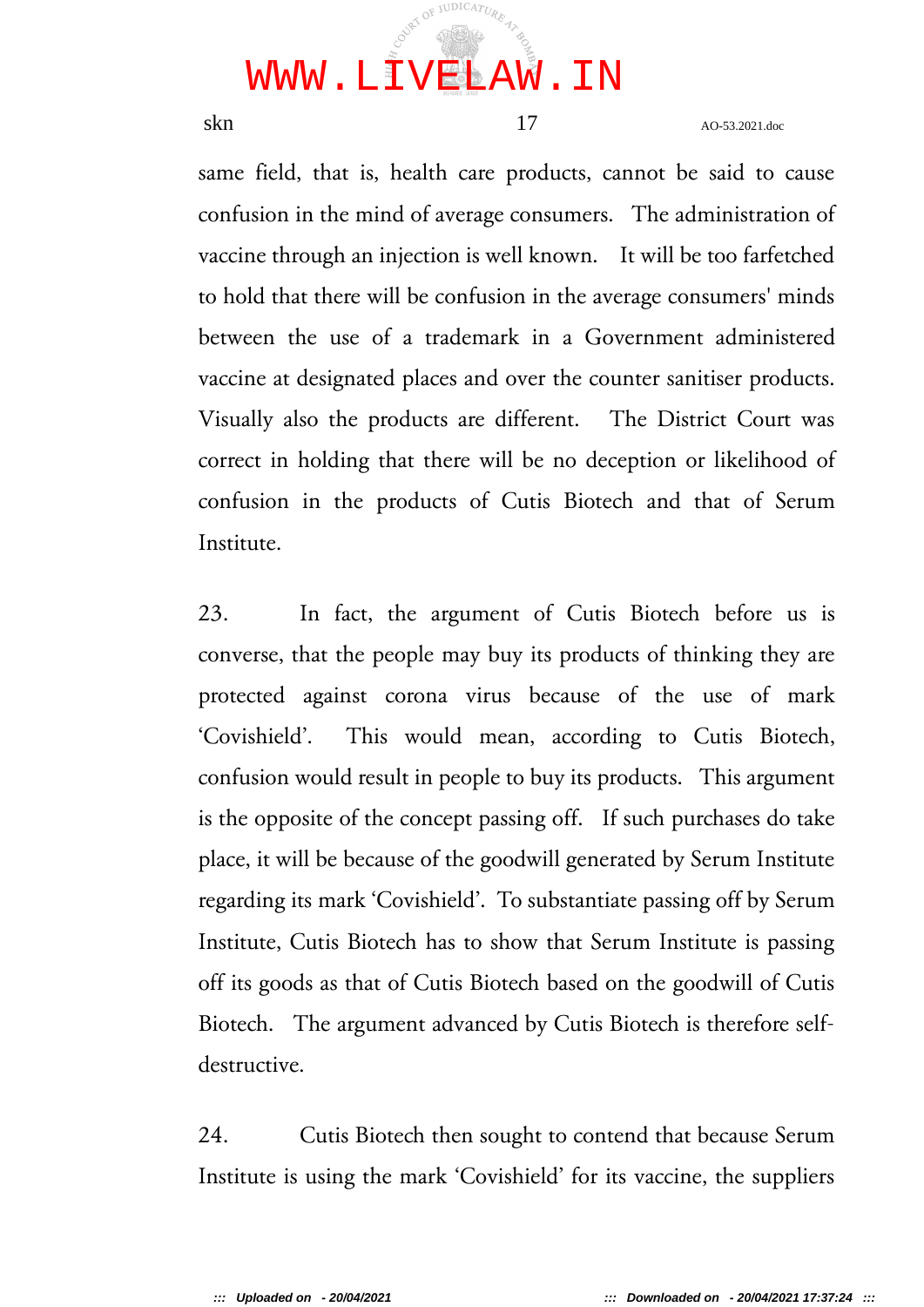same field, that is, health care products, cannot be said to cause confusion in the mind of average consumers. The administration of vaccine through an injection is well known. It will be too farfetched to hold that there will be confusion in the average consumers' minds between the use of a trademark in a Government administered vaccine at designated places and over the counter sanitiser products. Visually also the products are different. The District Court was correct in holding that there will be no deception or likelihood of confusion in the products of Cutis Biotech and that of Serum Institute.

23. In fact, the argument of Cutis Biotech before us is converse, that the people may buy its products of thinking they are protected against corona virus because of the use of mark 'Covishield'. This would mean, according to Cutis Biotech, confusion would result in people to buy its products. This argument is the opposite of the concept passing off. If such purchases do take place, it will be because of the goodwill generated by Serum Institute regarding its mark 'Covishield'. To substantiate passing off by Serum Institute, Cutis Biotech has to show that Serum Institute is passing off its goods as that of Cutis Biotech based on the goodwill of Cutis Biotech. The argument advanced by Cutis Biotech is therefore self-destructive.

24. Cutis Biotech then sought to contend that because Serum Institute is using the mark 'Covishield' for its vaccine, the suppliers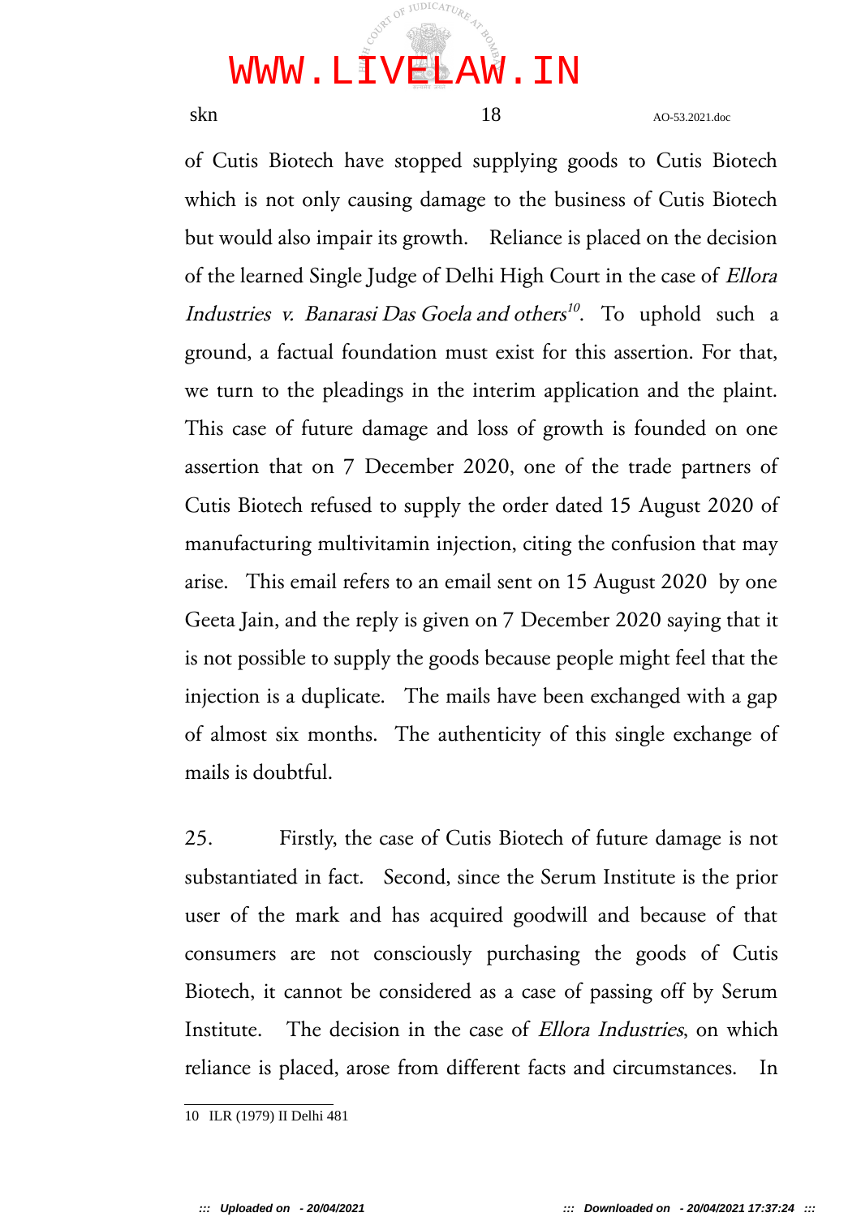of Cutis Biotech have stopped supplying goods to Cutis Biotech which is not only causing damage to the business of Cutis Biotech but would also impair its growth. Reliance is placed on the decision of the learned Single Judge of Delhi High Court in the case of *Ellora Industries v. Banarasi Das Goela and others*[10]. To uphold such a ground, a factual foundation must exist for this assertion. For that, we turn to the pleadings in the interim application and the plaint. This case of future damage and loss of growth is founded on one assertion that on 7 December 2020, one of the trade partners of Cutis Biotech refused to supply the order dated 15 August 2020 of manufacturing multivitamin injection, citing the confusion that may arise. This email refers to an email sent on 15 August 2020 by one Geeta Jain, and the reply is given on 7 December 2020 saying that it is not possible to supply the goods because people might feel that the injection is a duplicate. The mails have been exchanged with a gap of almost six months. The authenticity of this single exchange of mails is doubtful.

25. Firstly, the case of Cutis Biotech of future damage is not substantiated in fact. Second, since the Serum Institute is the prior user of the mark and has acquired goodwill and because of that consumers are not consciously purchasing the goods of Cutis Biotech, it cannot be considered as a case of passing off by Serum Institute. The decision in the case of *Ellora Industries*, on which reliance is placed, arose from different facts and circumstances. In

---

10 ILR (1979) II Delhi 481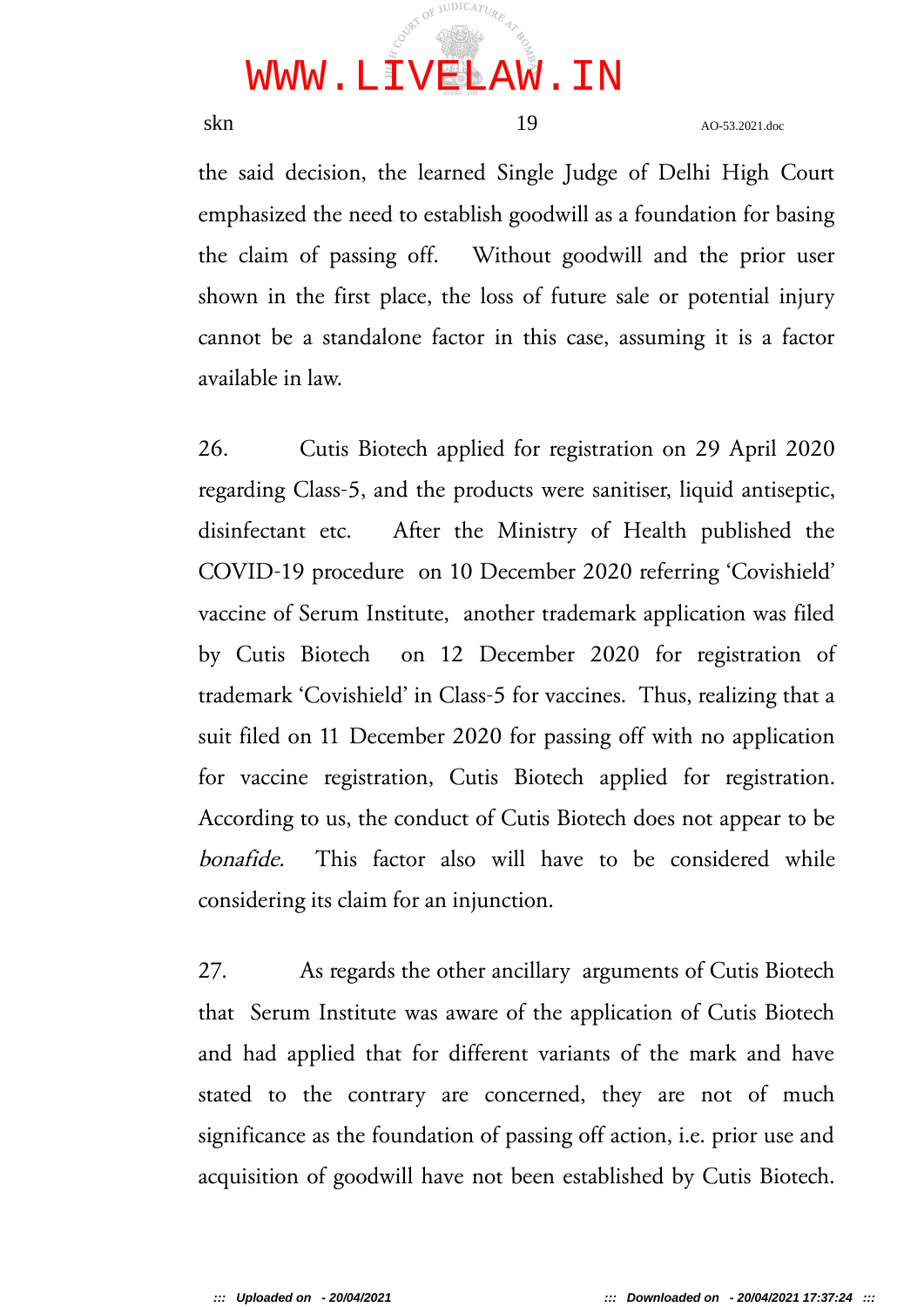the said decision, the learned Single Judge of Delhi High Court emphasized the need to establish goodwill as a foundation for basing the claim of passing off. Without goodwill and the prior user shown in the first place, the loss of future sale or potential injury cannot be a standalone factor in this case, assuming it is a factor available in law.

26. Cutis Biotech applied for registration on 29 April 2020 regarding Class-5, and the products were sanitiser, liquid antiseptic, disinfectant etc. After the Ministry of Health published the COVID-19 procedure on 10 December 2020 referring 'Covishield' vaccine of Serum Institute, another trademark application was filed by Cutis Biotech on 12 December 2020 for registration of trademark 'Covishield' in Class-5 for vaccines. Thus, realizing that a suit filed on 11 December 2020 for passing off with no application for vaccine registration, Cutis Biotech applied for registration. According to us, the conduct of Cutis Biotech does not appear to be *bonafide.* This factor also will have to be considered while considering its claim for an injunction.

27. As regards the other ancillary arguments of Cutis Biotech that Serum Institute was aware of the application of Cutis Biotech and had applied that for different variants of the mark and have stated to the contrary are concerned, they are not of much significance as the foundation of passing off action, i.e. prior use and acquisition of goodwill have not been established by Cutis Biotech.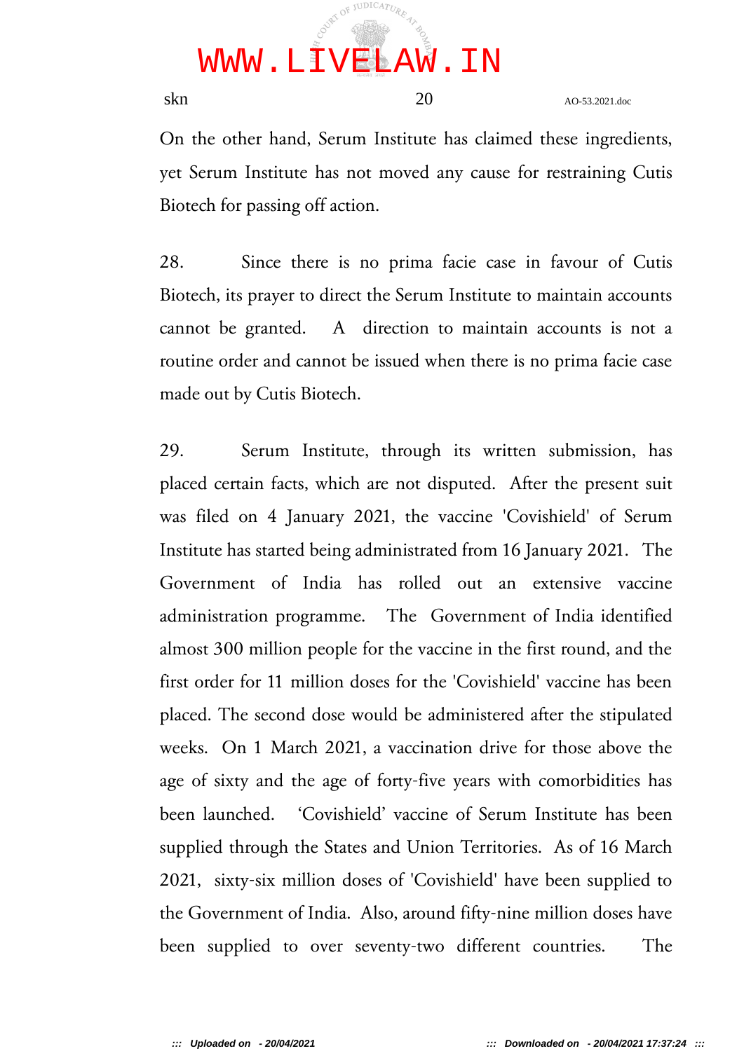On the other hand, Serum Institute has claimed these ingredients, yet Serum Institute has not moved any cause for restraining Cutis Biotech for passing off action.

28. Since there is no prima facie case in favour of Cutis Biotech, its prayer to direct the Serum Institute to maintain accounts cannot be granted. A direction to maintain accounts is not a routine order and cannot be issued when there is no prima facie case made out by Cutis Biotech.

29. Serum Institute, through its written submission, has placed certain facts, which are not disputed. After the present suit was filed on 4 January 2021, the vaccine 'Covishield' of Serum Institute has started being administrated from 16 January 2021. The Government of India has rolled out an extensive vaccine administration programme. The Government of India identified almost 300 million people for the vaccine in the first round, and the first order for 11 million doses for the 'Covishield' vaccine has been placed. The second dose would be administered after the stipulated weeks. On 1 March 2021, a vaccination drive for those above the age of sixty and the age of forty-five years with comorbidities has been launched. 'Covishield' vaccine of Serum Institute has been supplied through the States and Union Territories. As of 16 March 2021, sixty-six million doses of 'Covishield' have been supplied to the Government of India. Also, around fifty-nine million doses have been supplied to over seventy-two different countries. The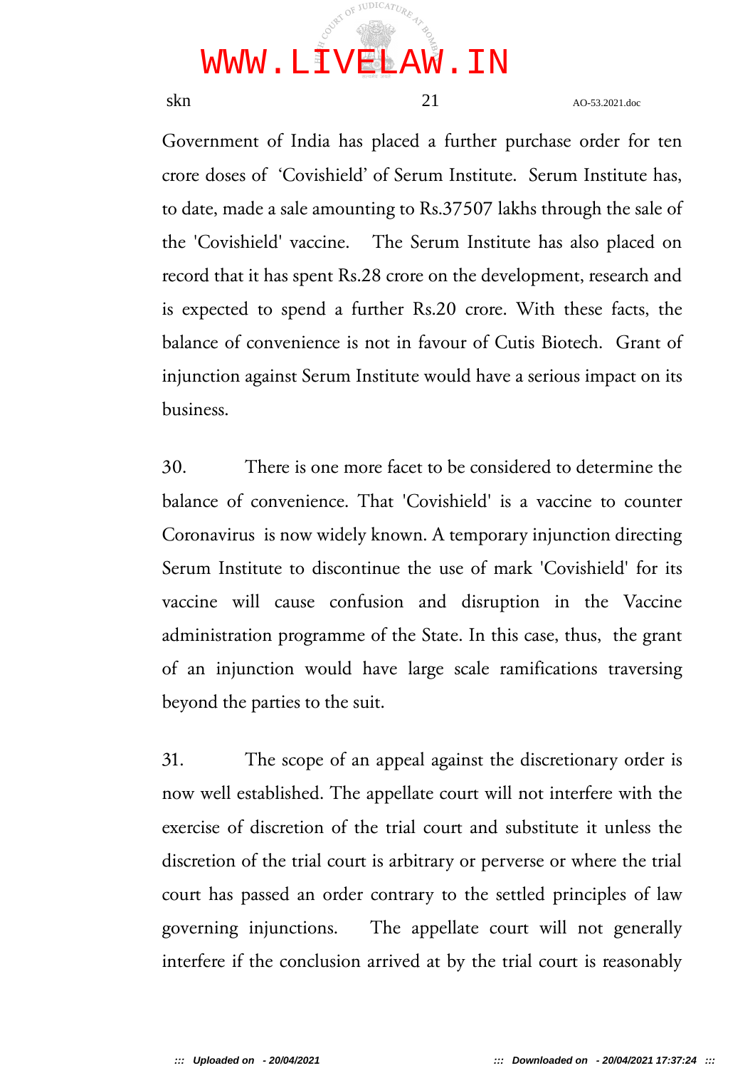Government of India has placed a further purchase order for ten crore doses of 'Covishield' of Serum Institute. Serum Institute has, to date, made a sale amounting to Rs.37507 lakhs through the sale of the 'Covishield' vaccine. The Serum Institute has also placed on record that it has spent Rs.28 crore on the development, research and is expected to spend a further Rs.20 crore. With these facts, the balance of convenience is not in favour of Cutis Biotech. Grant of injunction against Serum Institute would have a serious impact on its business.

30. There is one more facet to be considered to determine the balance of convenience. That 'Covishield' is a vaccine to counter Coronavirus is now widely known. A temporary injunction directing Serum Institute to discontinue the use of mark 'Covishield' for its vaccine will cause confusion and disruption in the Vaccine administration programme of the State. In this case, thus, the grant of an injunction would have large scale ramifications traversing beyond the parties to the suit.

31. The scope of an appeal against the discretionary order is now well established. The appellate court will not interfere with the exercise of discretion of the trial court and substitute it unless the discretion of the trial court is arbitrary or perverse or where the trial court has passed an order contrary to the settled principles of law governing injunctions. The appellate court will not generally interfere if the conclusion arrived at by the trial court is reasonably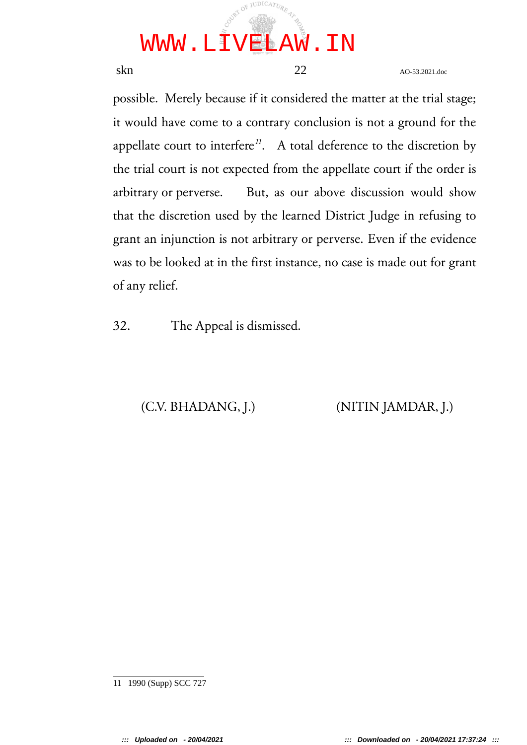possible. Merely because if it considered the matter at the trial stage; it would have come to a contrary conclusion is not a ground for the appellate court to interfere[11]. A total deference to the discretion by the trial court is not expected from the appellate court if the order is arbitrary or perverse. But, as our above discussion would show that the discretion used by the learned District Judge in refusing to grant an injunction is not arbitrary or perverse. Even if the evidence was to be looked at in the first instance, no case is made out for grant of any relief.

32. The Appeal is dismissed.

(C.V. BHADANG, J.) (NITIN JAMDAR, J.)

11 1990 (Supp) SCC 727